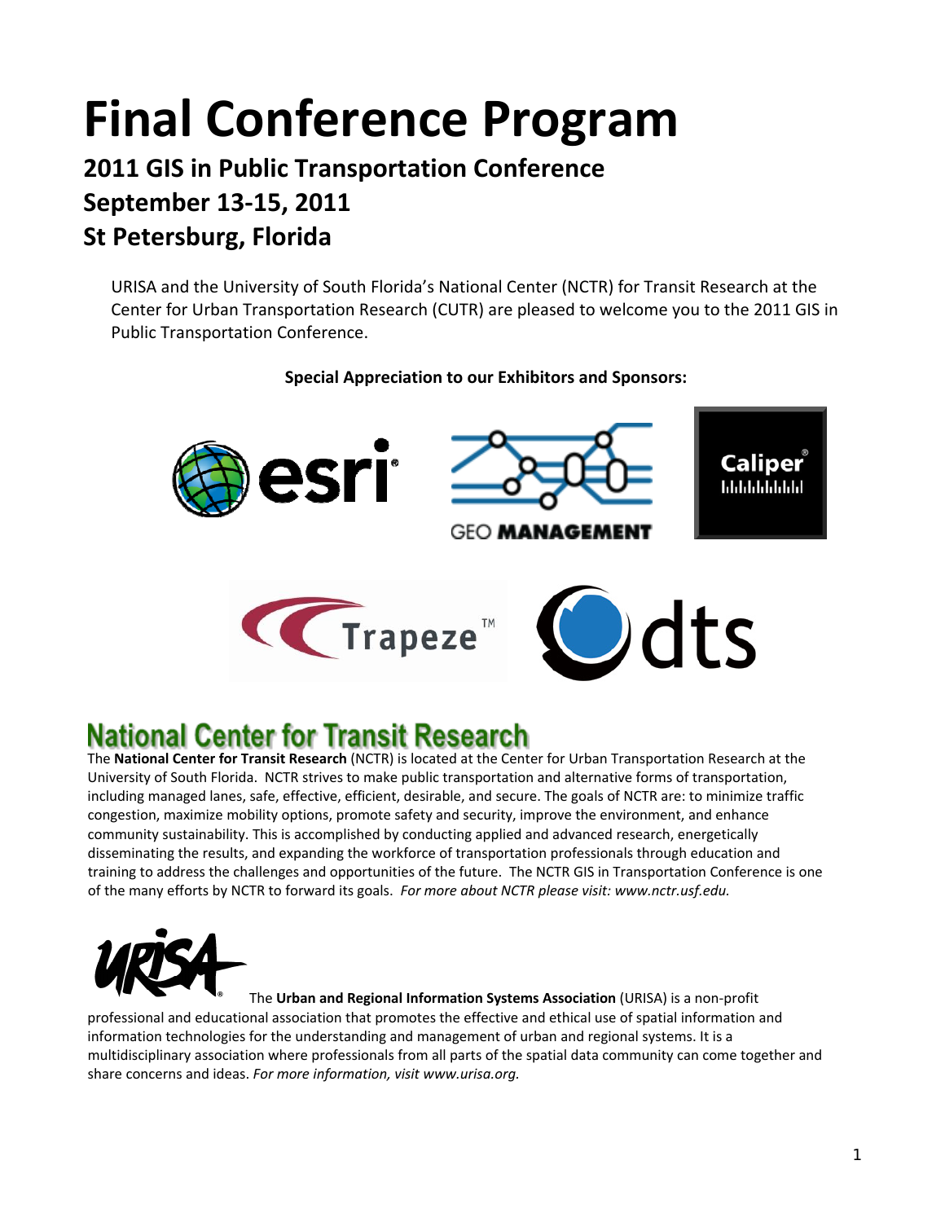# Final Conference Program

## 2011 GIS in Public Transportation Conference
## September 13-15, 2011
## St Petersburg, Florida

URISA and the University of South Florida's National Center (NCTR) for Transit Research at the Center for Urban Transportation Research (CUTR) are pleased to welcome you to the 2011 GIS in Public Transportation Conference.

**Special Appreciation to our Exhibitors and Sponsors:**

## National Center for Transit Research

The **National Center for Transit Research** (NCTR) is located at the Center for Urban Transportation Research at the University of South Florida. NCTR strives to make public transportation and alternative forms of transportation, including managed lanes, safe, effective, efficient, desirable, and secure. The goals of NCTR are: to minimize traffic congestion, maximize mobility options, promote safety and security, improve the environment, and enhance community sustainability. This is accomplished by conducting applied and advanced research, energetically disseminating the results, and expanding the workforce of transportation professionals through education and training to address the challenges and opportunities of the future. The NCTR GIS in Transportation Conference is one of the many efforts by NCTR to forward its goals. *For more about NCTR please visit: www.nctr.usf.edu.*

The **Urban and Regional Information Systems Association** (URISA) is a non-profit professional and educational association that promotes the effective and ethical use of spatial information and information technologies for the understanding and management of urban and regional systems. It is a multidisciplinary association where professionals from all parts of the spatial data community can come together and share concerns and ideas. *For more information, visit www.urisa.org.*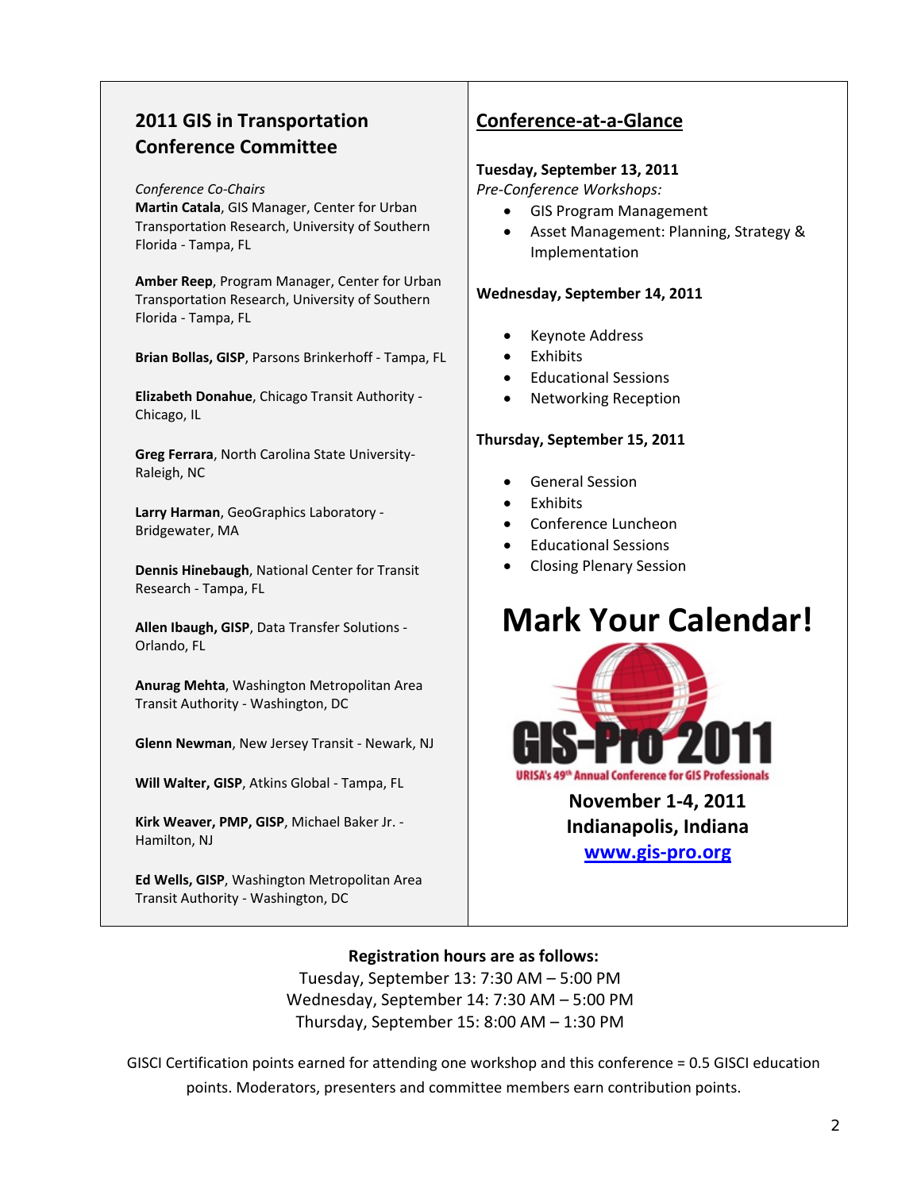## 2011 GIS in Transportation Conference Committee

*Conference Co-Chairs*
**Martin Catala**, GIS Manager, Center for Urban Transportation Research, University of Southern Florida - Tampa, FL

**Amber Reep**, Program Manager, Center for Urban Transportation Research, University of Southern Florida - Tampa, FL

**Brian Bollas, GISP**, Parsons Brinkerhoff - Tampa, FL

**Elizabeth Donahue**, Chicago Transit Authority - Chicago, IL

**Greg Ferrara**, North Carolina State University-Raleigh, NC

**Larry Harman**, GeoGraphics Laboratory - Bridgewater, MA

**Dennis Hinebaugh**, National Center for Transit Research - Tampa, FL

**Allen Ibaugh, GISP**, Data Transfer Solutions - Orlando, FL

**Anurag Mehta**, Washington Metropolitan Area Transit Authority - Washington, DC

**Glenn Newman**, New Jersey Transit - Newark, NJ

**Will Walter, GISP**, Atkins Global - Tampa, FL

**Kirk Weaver, PMP, GISP**, Michael Baker Jr. - Hamilton, NJ

**Ed Wells, GISP**, Washington Metropolitan Area Transit Authority - Washington, DC

## Conference-at-a-Glance

**Tuesday, September 13, 2011**
*Pre-Conference Workshops:*

- GIS Program Management
- Asset Management: Planning, Strategy & Implementation

**Wednesday, September 14, 2011**

- Keynote Address
- Exhibits
- Educational Sessions
- Networking Reception

**Thursday, September 15, 2011**

- General Session
- Exhibits
- Conference Luncheon
- Educational Sessions
- Closing Plenary Session

# Mark Your Calendar!

GIS-Pro 2011
URISA's 49th Annual Conference for GIS Professionals

**November 1-4, 2011**
**Indianapolis, Indiana**
**www.gis-pro.org**

**Registration hours are as follows:**
Tuesday, September 13: 7:30 AM – 5:00 PM
Wednesday, September 14: 7:30 AM – 5:00 PM
Thursday, September 15: 8:00 AM – 1:30 PM

GISCI Certification points earned for attending one workshop and this conference = 0.5 GISCI education points. Moderators, presenters and committee members earn contribution points.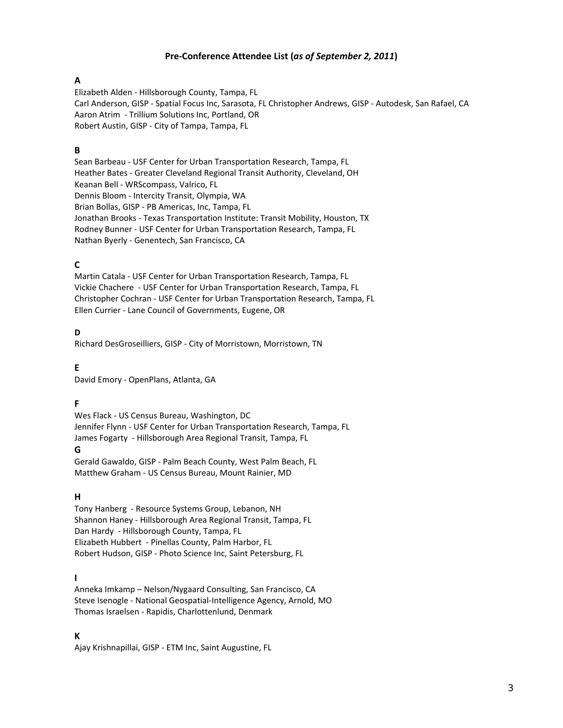## Pre-Conference Attendee List (*as of September 2, 2011*)

### A

Elizabeth Alden - Hillsborough County, Tampa, FL
Carl Anderson, GISP - Spatial Focus Inc, Sarasota, FL Christopher Andrews, GISP - Autodesk, San Rafael, CA
Aaron Atrim - Trillium Solutions Inc, Portland, OR
Robert Austin, GISP - City of Tampa, Tampa, FL

### B

Sean Barbeau - USF Center for Urban Transportation Research, Tampa, FL
Heather Bates - Greater Cleveland Regional Transit Authority, Cleveland, OH
Keanan Bell - WRScompass, Valrico, FL
Dennis Bloom - Intercity Transit, Olympia, WA
Brian Bollas, GISP - PB Americas, Inc, Tampa, FL
Jonathan Brooks - Texas Transportation Institute: Transit Mobility, Houston, TX
Rodney Bunner - USF Center for Urban Transportation Research, Tampa, FL
Nathan Byerly - Genentech, San Francisco, CA

### C

Martin Catala - USF Center for Urban Transportation Research, Tampa, FL
Vickie Chachere - USF Center for Urban Transportation Research, Tampa, FL
Christopher Cochran - USF Center for Urban Transportation Research, Tampa, FL
Ellen Currier - Lane Council of Governments, Eugene, OR

### D

Richard DesGroseilliers, GISP - City of Morristown, Morristown, TN

### E

David Emory - OpenPlans, Atlanta, GA

### F

Wes Flack - US Census Bureau, Washington, DC
Jennifer Flynn - USF Center for Urban Transportation Research, Tampa, FL
James Fogarty - Hillsborough Area Regional Transit, Tampa, FL

### G

Gerald Gawaldo, GISP - Palm Beach County, West Palm Beach, FL
Matthew Graham - US Census Bureau, Mount Rainier, MD

### H

Tony Hanberg - Resource Systems Group, Lebanon, NH
Shannon Haney - Hillsborough Area Regional Transit, Tampa, FL
Dan Hardy - Hillsborough County, Tampa, FL
Elizabeth Hubbert - Pinellas County, Palm Harbor, FL
Robert Hudson, GISP - Photo Science Inc, Saint Petersburg, FL

### I

Anneka Imkamp – Nelson/Nygaard Consulting, San Francisco, CA
Steve Isenogle - National Geospatial-Intelligence Agency, Arnold, MO
Thomas Israelsen - Rapidis, Charlottenlund, Denmark

### K

Ajay Krishnapillai, GISP - ETM Inc, Saint Augustine, FL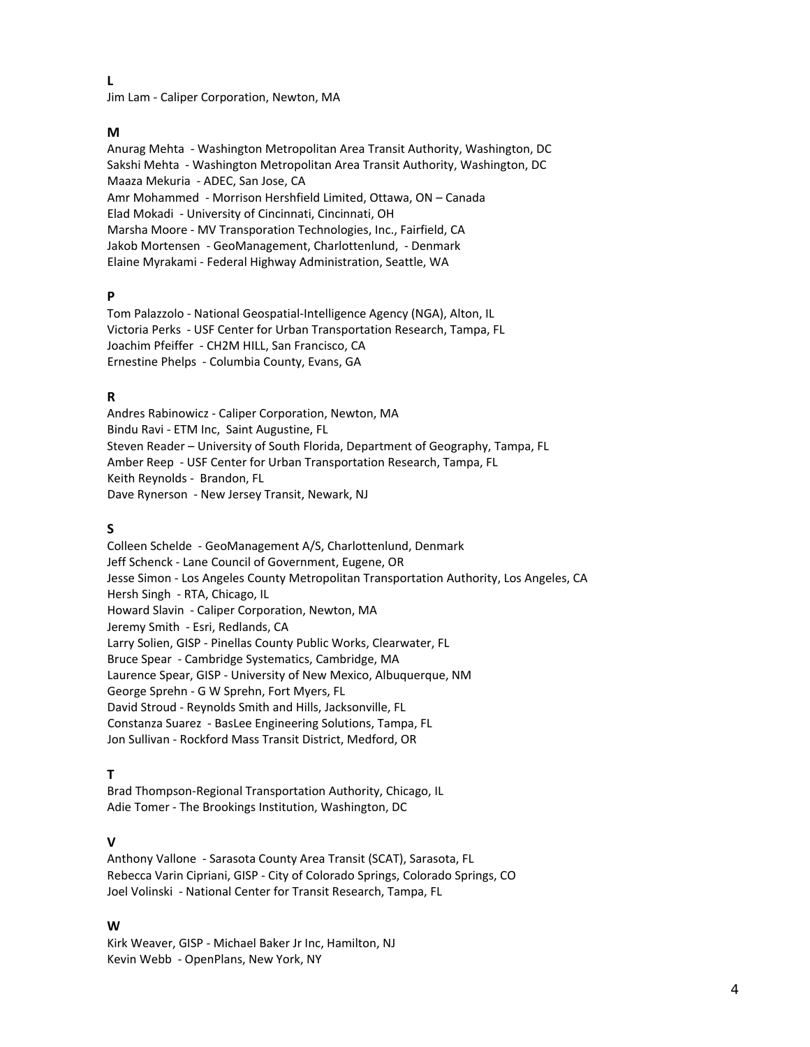**L**

Jim Lam - Caliper Corporation, Newton, MA

**M**

Anurag Mehta - Washington Metropolitan Area Transit Authority, Washington, DC
Sakshi Mehta - Washington Metropolitan Area Transit Authority, Washington, DC
Maaza Mekuria - ADEC, San Jose, CA
Amr Mohammed - Morrison Hershfield Limited, Ottawa, ON – Canada
Elad Mokadi - University of Cincinnati, Cincinnati, OH
Marsha Moore - MV Transporation Technologies, Inc., Fairfield, CA
Jakob Mortensen - GeoManagement, Charlottenlund, - Denmark
Elaine Myrakami - Federal Highway Administration, Seattle, WA

**P**

Tom Palazzolo - National Geospatial-Intelligence Agency (NGA), Alton, IL
Victoria Perks - USF Center for Urban Transportation Research, Tampa, FL
Joachim Pfeiffer - CH2M HILL, San Francisco, CA
Ernestine Phelps - Columbia County, Evans, GA

**R**

Andres Rabinowicz - Caliper Corporation, Newton, MA
Bindu Ravi - ETM Inc, Saint Augustine, FL
Steven Reader – University of South Florida, Department of Geography, Tampa, FL
Amber Reep - USF Center for Urban Transportation Research, Tampa, FL
Keith Reynolds - Brandon, FL
Dave Rynerson - New Jersey Transit, Newark, NJ

**S**

Colleen Schelde - GeoManagement A/S, Charlottenlund, Denmark
Jeff Schenck - Lane Council of Government, Eugene, OR
Jesse Simon - Los Angeles County Metropolitan Transportation Authority, Los Angeles, CA
Hersh Singh - RTA, Chicago, IL
Howard Slavin - Caliper Corporation, Newton, MA
Jeremy Smith - Esri, Redlands, CA
Larry Solien, GISP - Pinellas County Public Works, Clearwater, FL
Bruce Spear - Cambridge Systematics, Cambridge, MA
Laurence Spear, GISP - University of New Mexico, Albuquerque, NM
George Sprehn - G W Sprehn, Fort Myers, FL
David Stroud - Reynolds Smith and Hills, Jacksonville, FL
Constanza Suarez - BasLee Engineering Solutions, Tampa, FL
Jon Sullivan - Rockford Mass Transit District, Medford, OR

**T**

Brad Thompson-Regional Transportation Authority, Chicago, IL
Adie Tomer - The Brookings Institution, Washington, DC

**V**

Anthony Vallone - Sarasota County Area Transit (SCAT), Sarasota, FL
Rebecca Varin Cipriani, GISP - City of Colorado Springs, Colorado Springs, CO
Joel Volinski - National Center for Transit Research, Tampa, FL

**W**

Kirk Weaver, GISP - Michael Baker Jr Inc, Hamilton, NJ
Kevin Webb - OpenPlans, New York, NY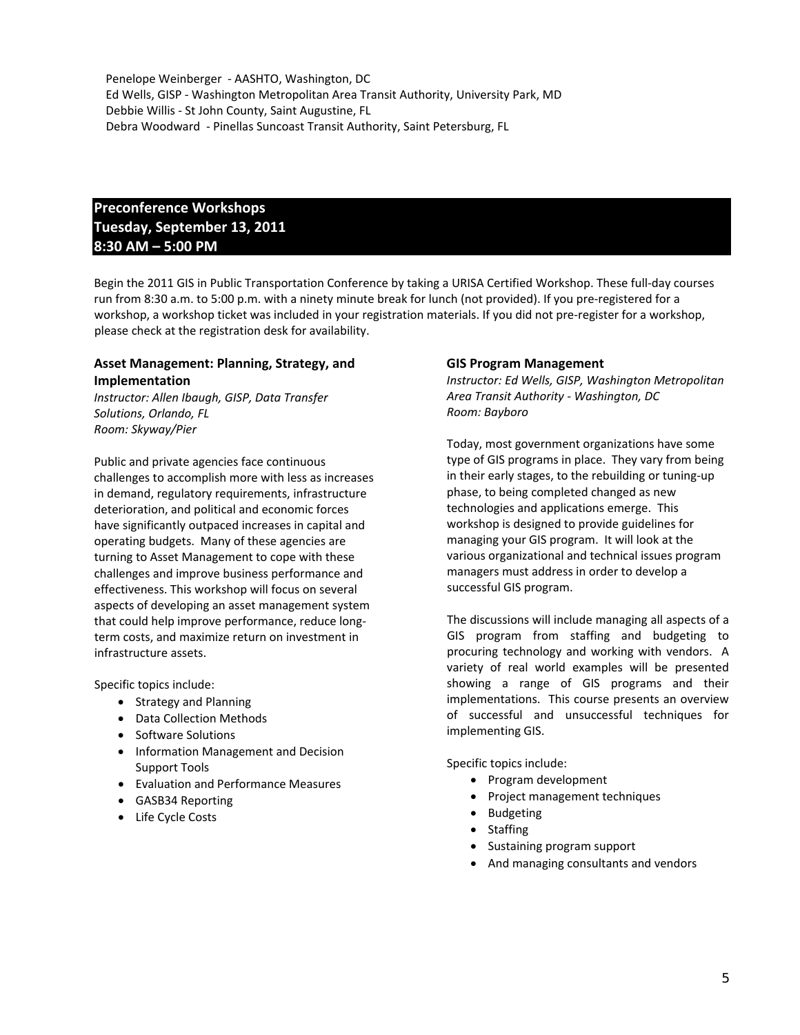Penelope Weinberger - AASHTO, Washington, DC
Ed Wells, GISP - Washington Metropolitan Area Transit Authority, University Park, MD
Debbie Willis - St John County, Saint Augustine, FL
Debra Woodward - Pinellas Suncoast Transit Authority, Saint Petersburg, FL

## Preconference Workshops
## Tuesday, September 13, 2011
## 8:30 AM – 5:00 PM

Begin the 2011 GIS in Public Transportation Conference by taking a URISA Certified Workshop. These full-day courses run from 8:30 a.m. to 5:00 p.m. with a ninety minute break for lunch (not provided). If you pre-registered for a workshop, a workshop ticket was included in your registration materials. If you did not pre-register for a workshop, please check at the registration desk for availability.

### Asset Management: Planning, Strategy, and Implementation

*Instructor: Allen Ibaugh, GISP, Data Transfer Solutions, Orlando, FL*
*Room: Skyway/Pier*

Public and private agencies face continuous challenges to accomplish more with less as increases in demand, regulatory requirements, infrastructure deterioration, and political and economic forces have significantly outpaced increases in capital and operating budgets. Many of these agencies are turning to Asset Management to cope with these challenges and improve business performance and effectiveness. This workshop will focus on several aspects of developing an asset management system that could help improve performance, reduce long-term costs, and maximize return on investment in infrastructure assets.

Specific topics include:

- Strategy and Planning
- Data Collection Methods
- Software Solutions
- Information Management and Decision Support Tools
- Evaluation and Performance Measures
- GASB34 Reporting
- Life Cycle Costs

### GIS Program Management

*Instructor: Ed Wells, GISP, Washington Metropolitan Area Transit Authority - Washington, DC*
*Room: Bayboro*

Today, most government organizations have some type of GIS programs in place. They vary from being in their early stages, to the rebuilding or tuning-up phase, to being completed changed as new technologies and applications emerge. This workshop is designed to provide guidelines for managing your GIS program. It will look at the various organizational and technical issues program managers must address in order to develop a successful GIS program.

The discussions will include managing all aspects of a GIS program from staffing and budgeting to procuring technology and working with vendors. A variety of real world examples will be presented showing a range of GIS programs and their implementations. This course presents an overview of successful and unsuccessful techniques for implementing GIS.

Specific topics include:

- Program development
- Project management techniques
- Budgeting
- Staffing
- Sustaining program support
- And managing consultants and vendors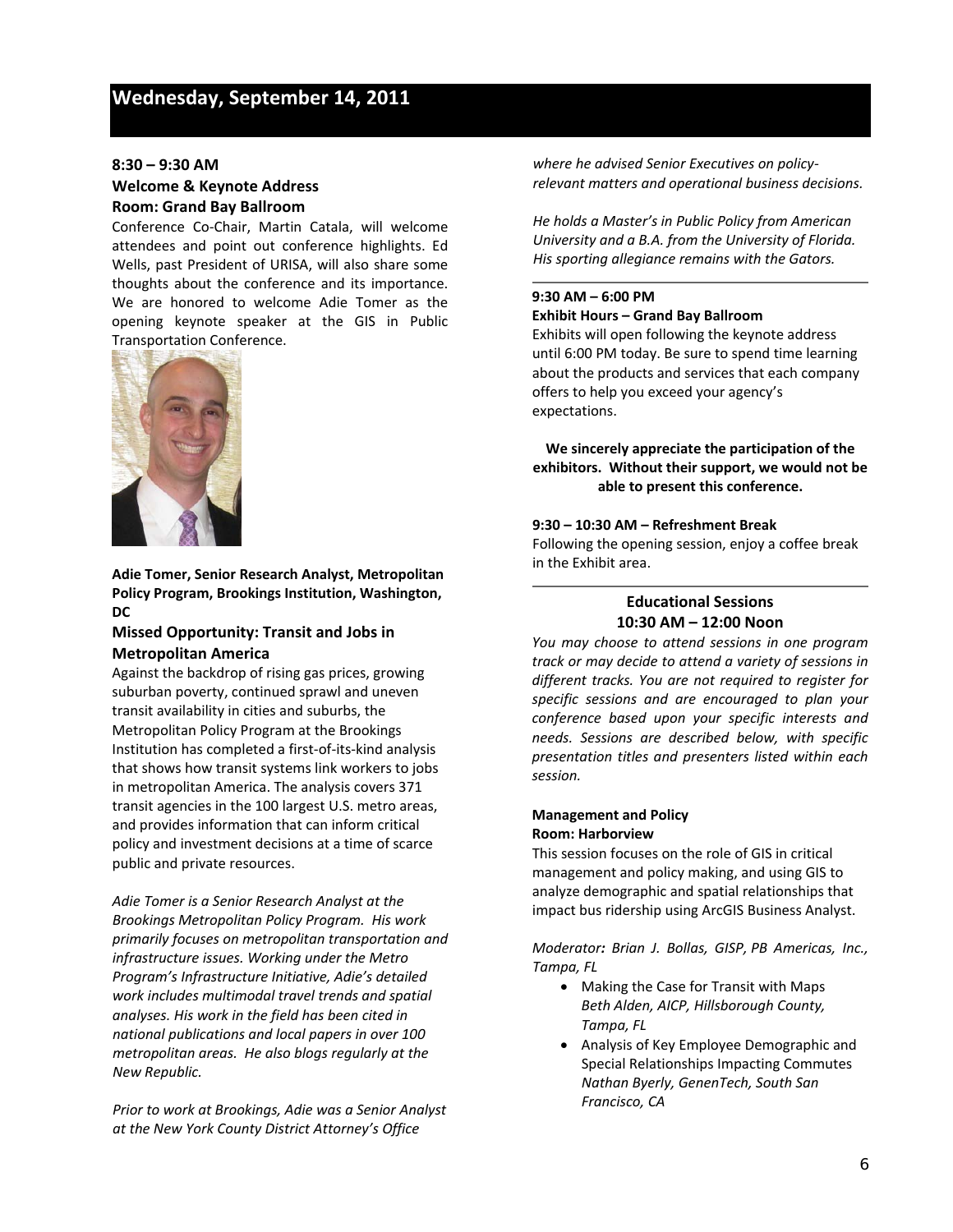# Wednesday, September 14, 2011

**8:30 – 9:30 AM**
**Welcome & Keynote Address**
**Room: Grand Bay Ballroom**

Conference Co-Chair, Martin Catala, will welcome attendees and point out conference highlights. Ed Wells, past President of URISA, will also share some thoughts about the conference and its importance. We are honored to welcome Adie Tomer as the opening keynote speaker at the GIS in Public Transportation Conference.

**Adie Tomer, Senior Research Analyst, Metropolitan Policy Program, Brookings Institution, Washington, DC**

### Missed Opportunity: Transit and Jobs in Metropolitan America

Against the backdrop of rising gas prices, growing suburban poverty, continued sprawl and uneven transit availability in cities and suburbs, the Metropolitan Policy Program at the Brookings Institution has completed a first-of-its-kind analysis that shows how transit systems link workers to jobs in metropolitan America. The analysis covers 371 transit agencies in the 100 largest U.S. metro areas, and provides information that can inform critical policy and investment decisions at a time of scarce public and private resources.

*Adie Tomer is a Senior Research Analyst at the Brookings Metropolitan Policy Program. His work primarily focuses on metropolitan transportation and infrastructure issues. Working under the Metro Program's Infrastructure Initiative, Adie's detailed work includes multimodal travel trends and spatial analyses. His work in the field has been cited in national publications and local papers in over 100 metropolitan areas. He also blogs regularly at the New Republic.*

*Prior to work at Brookings, Adie was a Senior Analyst at the New York County District Attorney's Office where he advised Senior Executives on policy-relevant matters and operational business decisions.*

*He holds a Master's in Public Policy from American University and a B.A. from the University of Florida. His sporting allegiance remains with the Gators.*

---

**9:30 AM – 6:00 PM**
**Exhibit Hours – Grand Bay Ballroom**

Exhibits will open following the keynote address until 6:00 PM today. Be sure to spend time learning about the products and services that each company offers to help you exceed your agency's expectations.

**We sincerely appreciate the participation of the exhibitors. Without their support, we would not be able to present this conference.**

**9:30 – 10:30 AM – Refreshment Break**

Following the opening session, enjoy a coffee break in the Exhibit area.

---

### Educational Sessions
### 10:30 AM – 12:00 Noon

*You may choose to attend sessions in one program track or may decide to attend a variety of sessions in different tracks. You are not required to register for specific sessions and are encouraged to plan your conference based upon your specific interests and needs. Sessions are described below, with specific presentation titles and presenters listed within each session.*

**Management and Policy**
**Room: Harborview**

This session focuses on the role of GIS in critical management and policy making, and using GIS to analyze demographic and spatial relationships that impact bus ridership using ArcGIS Business Analyst.

*Moderator: Brian J. Bollas, GISP, PB Americas, Inc., Tampa, FL*

- Making the Case for Transit with Maps
  *Beth Alden, AICP, Hillsborough County, Tampa, FL*
- Analysis of Key Employee Demographic and Special Relationships Impacting Commutes
  *Nathan Byerly, GenenTech, South San Francisco, CA*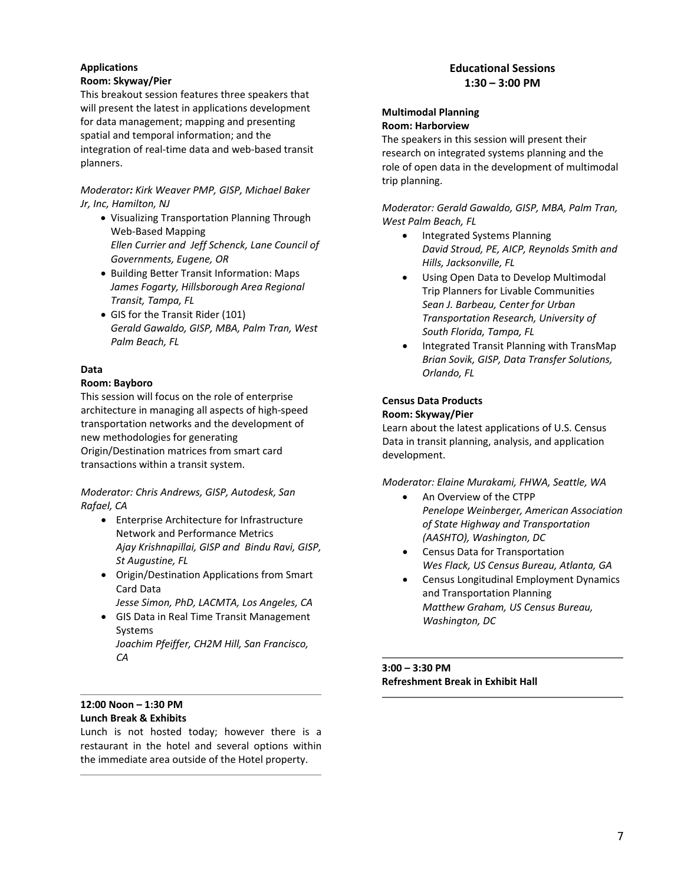**Applications**
**Room: Skyway/Pier**

This breakout session features three speakers that will present the latest in applications development for data management; mapping and presenting spatial and temporal information; and the integration of real-time data and web-based transit planners.

*Moderator: Kirk Weaver PMP, GISP, Michael Baker Jr, Inc, Hamilton, NJ*

- Visualizing Transportation Planning Through Web-Based Mapping
  *Ellen Currier and Jeff Schenck, Lane Council of Governments, Eugene, OR*
- Building Better Transit Information: Maps
  *James Fogarty, Hillsborough Area Regional Transit, Tampa, FL*
- GIS for the Transit Rider (101)
  *Gerald Gawaldo, GISP, MBA, Palm Tran, West Palm Beach, FL*

**Data**
**Room: Bayboro**

This session will focus on the role of enterprise architecture in managing all aspects of high-speed transportation networks and the development of new methodologies for generating Origin/Destination matrices from smart card transactions within a transit system.

*Moderator: Chris Andrews, GISP, Autodesk, San Rafael, CA*

- Enterprise Architecture for Infrastructure Network and Performance Metrics
  *Ajay Krishnapillai, GISP and Bindu Ravi, GISP, St Augustine, FL*
- Origin/Destination Applications from Smart Card Data
  *Jesse Simon, PhD, LACMTA, Los Angeles, CA*
- GIS Data in Real Time Transit Management Systems
  *Joachim Pfeiffer, CH2M Hill, San Francisco, CA*

---

**12:00 Noon – 1:30 PM**
**Lunch Break & Exhibits**

Lunch is not hosted today; however there is a restaurant in the hotel and several options within the immediate area outside of the Hotel property.

---

## Educational Sessions
## 1:30 – 3:00 PM

**Multimodal Planning**
**Room: Harborview**

The speakers in this session will present their research on integrated systems planning and the role of open data in the development of multimodal trip planning.

*Moderator: Gerald Gawaldo, GISP, MBA, Palm Tran, West Palm Beach, FL*

- Integrated Systems Planning
  *David Stroud, PE, AICP, Reynolds Smith and Hills, Jacksonville, FL*
- Using Open Data to Develop Multimodal Trip Planners for Livable Communities
  *Sean J. Barbeau, Center for Urban Transportation Research, University of South Florida, Tampa, FL*
- Integrated Transit Planning with TransMap
  *Brian Sovik, GISP, Data Transfer Solutions, Orlando, FL*

**Census Data Products**
**Room: Skyway/Pier**

Learn about the latest applications of U.S. Census Data in transit planning, analysis, and application development.

*Moderator: Elaine Murakami, FHWA, Seattle, WA*

- An Overview of the CTPP
  *Penelope Weinberger, American Association of State Highway and Transportation (AASHTO), Washington, DC*
- Census Data for Transportation
  *Wes Flack, US Census Bureau, Atlanta, GA*
- Census Longitudinal Employment Dynamics and Transportation Planning
  *Matthew Graham, US Census Bureau, Washington, DC*

---

**3:00 – 3:30 PM**
**Refreshment Break in Exhibit Hall**

---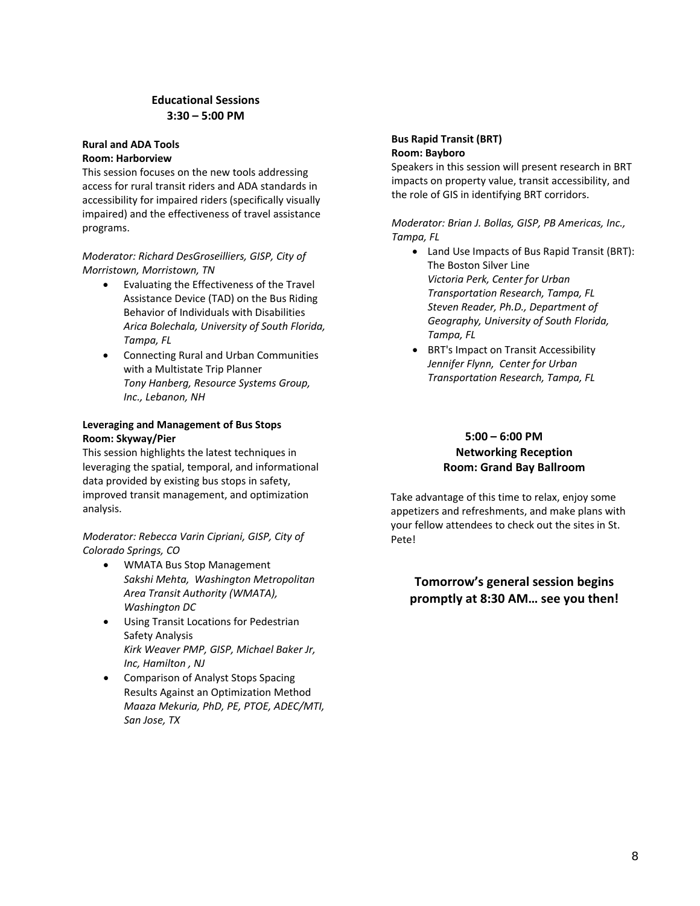## Educational Sessions
## 3:30 – 5:00 PM

**Rural and ADA Tools**
**Room: Harborview**

This session focuses on the new tools addressing access for rural transit riders and ADA standards in accessibility for impaired riders (specifically visually impaired) and the effectiveness of travel assistance programs.

*Moderator: Richard DesGroseilliers, GISP, City of Morristown, Morristown, TN*

- Evaluating the Effectiveness of the Travel Assistance Device (TAD) on the Bus Riding Behavior of Individuals with Disabilities
  *Arica Bolechala, University of South Florida, Tampa, FL*
- Connecting Rural and Urban Communities with a Multistate Trip Planner
  *Tony Hanberg, Resource Systems Group, Inc., Lebanon, NH*

**Leveraging and Management of Bus Stops**
**Room: Skyway/Pier**

This session highlights the latest techniques in leveraging the spatial, temporal, and informational data provided by existing bus stops in safety, improved transit management, and optimization analysis.

*Moderator: Rebecca Varin Cipriani, GISP, City of Colorado Springs, CO*

- WMATA Bus Stop Management
  *Sakshi Mehta, Washington Metropolitan Area Transit Authority (WMATA), Washington DC*
- Using Transit Locations for Pedestrian Safety Analysis
  *Kirk Weaver PMP, GISP, Michael Baker Jr, Inc, Hamilton , NJ*
- Comparison of Analyst Stops Spacing Results Against an Optimization Method
  *Maaza Mekuria, PhD, PE, PTOE, ADEC/MTI, San Jose, TX*

**Bus Rapid Transit (BRT)**
**Room: Bayboro**

Speakers in this session will present research in BRT impacts on property value, transit accessibility, and the role of GIS in identifying BRT corridors.

*Moderator: Brian J. Bollas, GISP, PB Americas, Inc., Tampa, FL*

- Land Use Impacts of Bus Rapid Transit (BRT): The Boston Silver Line
  *Victoria Perk, Center for Urban Transportation Research, Tampa, FL*
  *Steven Reader, Ph.D., Department of Geography, University of South Florida, Tampa, FL*
- BRT's Impact on Transit Accessibility
  *Jennifer Flynn, Center for Urban Transportation Research, Tampa, FL*

## 5:00 – 6:00 PM
## Networking Reception
## Room: Grand Bay Ballroom

Take advantage of this time to relax, enjoy some appetizers and refreshments, and make plans with your fellow attendees to check out the sites in St. Pete!

**Tomorrow's general session begins promptly at 8:30 AM… see you then!**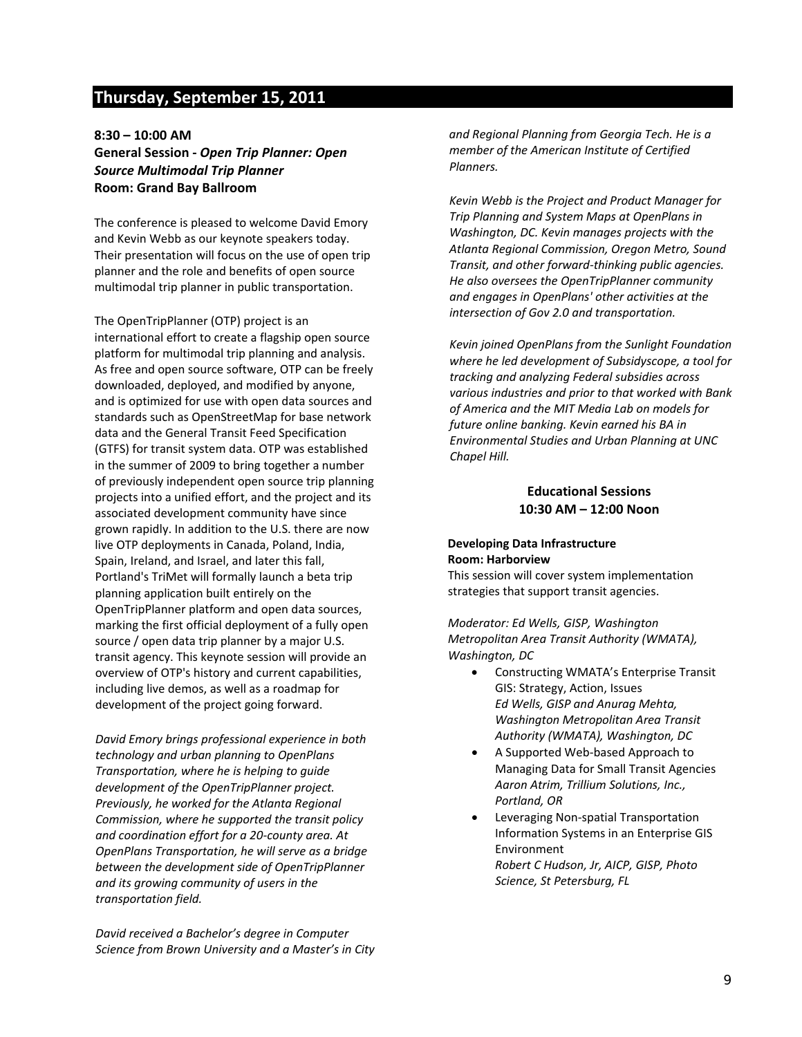## Thursday, September 15, 2011

**8:30 – 10:00 AM**
**General Session - *Open Trip Planner: Open Source Multimodal Trip Planner***
**Room: Grand Bay Ballroom**

The conference is pleased to welcome David Emory and Kevin Webb as our keynote speakers today. Their presentation will focus on the use of open trip planner and the role and benefits of open source multimodal trip planner in public transportation.

The OpenTripPlanner (OTP) project is an international effort to create a flagship open source platform for multimodal trip planning and analysis. As free and open source software, OTP can be freely downloaded, deployed, and modified by anyone, and is optimized for use with open data sources and standards such as OpenStreetMap for base network data and the General Transit Feed Specification (GTFS) for transit system data. OTP was established in the summer of 2009 to bring together a number of previously independent open source trip planning projects into a unified effort, and the project and its associated development community have since grown rapidly. In addition to the U.S. there are now live OTP deployments in Canada, Poland, India, Spain, Ireland, and Israel, and later this fall, Portland's TriMet will formally launch a beta trip planning application built entirely on the OpenTripPlanner platform and open data sources, marking the first official deployment of a fully open source / open data trip planner by a major U.S. transit agency. This keynote session will provide an overview of OTP's history and current capabilities, including live demos, as well as a roadmap for development of the project going forward.

*David Emory brings professional experience in both technology and urban planning to OpenPlans Transportation, where he is helping to guide development of the OpenTripPlanner project. Previously, he worked for the Atlanta Regional Commission, where he supported the transit policy and coordination effort for a 20-county area. At OpenPlans Transportation, he will serve as a bridge between the development side of OpenTripPlanner and its growing community of users in the transportation field.*

*David received a Bachelor's degree in Computer Science from Brown University and a Master's in City and Regional Planning from Georgia Tech. He is a member of the American Institute of Certified Planners.*

*Kevin Webb is the Project and Product Manager for Trip Planning and System Maps at OpenPlans in Washington, DC. Kevin manages projects with the Atlanta Regional Commission, Oregon Metro, Sound Transit, and other forward-thinking public agencies. He also oversees the OpenTripPlanner community and engages in OpenPlans' other activities at the intersection of Gov 2.0 and transportation.*

*Kevin joined OpenPlans from the Sunlight Foundation where he led development of Subsidyscope, a tool for tracking and analyzing Federal subsidies across various industries and prior to that worked with Bank of America and the MIT Media Lab on models for future online banking. Kevin earned his BA in Environmental Studies and Urban Planning at UNC Chapel Hill.*

### Educational Sessions
### 10:30 AM – 12:00 Noon

**Developing Data Infrastructure**
**Room: Harborview**
This session will cover system implementation strategies that support transit agencies.

*Moderator: Ed Wells, GISP, Washington Metropolitan Area Transit Authority (WMATA), Washington, DC*

- Constructing WMATA's Enterprise Transit GIS: Strategy, Action, Issues
  *Ed Wells, GISP and Anurag Mehta, Washington Metropolitan Area Transit Authority (WMATA), Washington, DC*
- A Supported Web-based Approach to Managing Data for Small Transit Agencies
  *Aaron Atrim, Trillium Solutions, Inc., Portland, OR*
- Leveraging Non-spatial Transportation Information Systems in an Enterprise GIS Environment
  *Robert C Hudson, Jr, AICP, GISP, Photo Science, St Petersburg, FL*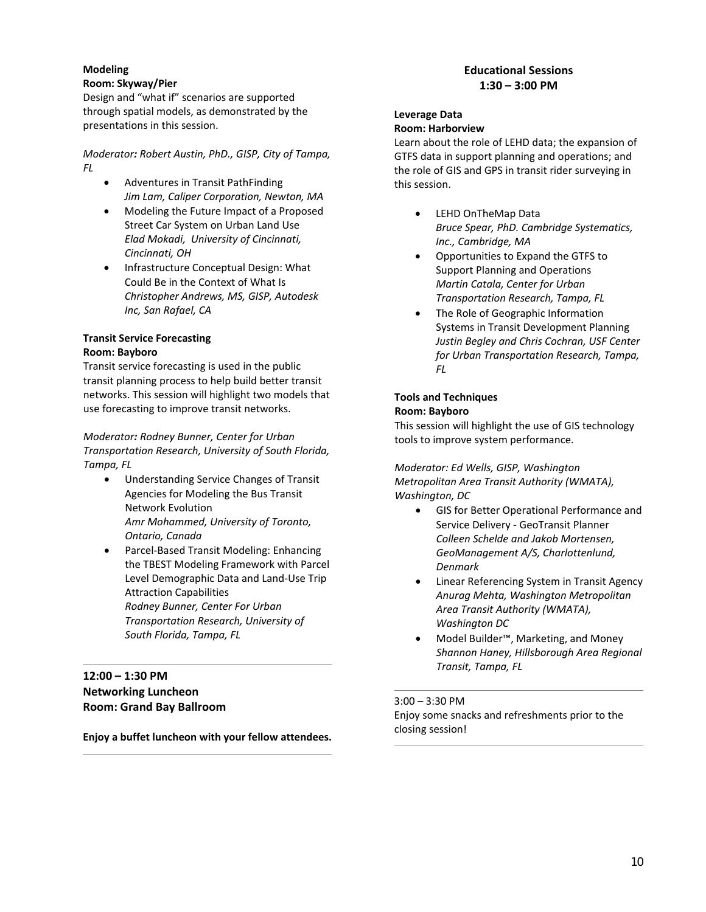**Modeling**
**Room: Skyway/Pier**
Design and "what if" scenarios are supported through spatial models, as demonstrated by the presentations in this session.

*Moderator: Robert Austin, PhD., GISP, City of Tampa, FL*

- Adventures in Transit PathFinding
  *Jim Lam, Caliper Corporation, Newton, MA*
- Modeling the Future Impact of a Proposed Street Car System on Urban Land Use
  *Elad Mokadi, University of Cincinnati, Cincinnati, OH*
- Infrastructure Conceptual Design: What Could Be in the Context of What Is
  *Christopher Andrews, MS, GISP, Autodesk Inc, San Rafael, CA*

**Transit Service Forecasting**
**Room: Bayboro**
Transit service forecasting is used in the public transit planning process to help build better transit networks. This session will highlight two models that use forecasting to improve transit networks.

*Moderator: Rodney Bunner, Center for Urban Transportation Research, University of South Florida, Tampa, FL*

- Understanding Service Changes of Transit Agencies for Modeling the Bus Transit Network Evolution
  *Amr Mohammed, University of Toronto, Ontario, Canada*
- Parcel-Based Transit Modeling: Enhancing the TBEST Modeling Framework with Parcel Level Demographic Data and Land-Use Trip Attraction Capabilities
  *Rodney Bunner, Center For Urban Transportation Research, University of South Florida, Tampa, FL*

---

**12:00 – 1:30 PM**
**Networking Luncheon**
**Room: Grand Bay Ballroom**

**Enjoy a buffet luncheon with your fellow attendees.**

---

## Educational Sessions 1:30 – 3:00 PM

**Leverage Data**
**Room: Harborview**
Learn about the role of LEHD data; the expansion of GTFS data in support planning and operations; and the role of GIS and GPS in transit rider surveying in this session.

- LEHD OnTheMap Data
  *Bruce Spear, PhD. Cambridge Systematics, Inc., Cambridge, MA*
- Opportunities to Expand the GTFS to Support Planning and Operations
  *Martin Catala, Center for Urban Transportation Research, Tampa, FL*
- The Role of Geographic Information Systems in Transit Development Planning
  *Justin Begley and Chris Cochran, USF Center for Urban Transportation Research, Tampa, FL*

**Tools and Techniques**
**Room: Bayboro**
This session will highlight the use of GIS technology tools to improve system performance.

*Moderator: Ed Wells, GISP, Washington Metropolitan Area Transit Authority (WMATA), Washington, DC*

- GIS for Better Operational Performance and Service Delivery - GeoTransit Planner
  *Colleen Schelde and Jakob Mortensen, GeoManagement A/S, Charlottenlund, Denmark*
- Linear Referencing System in Transit Agency
  *Anurag Mehta, Washington Metropolitan Area Transit Authority (WMATA), Washington DC*
- Model Builder™, Marketing, and Money
  *Shannon Haney, Hillsborough Area Regional Transit, Tampa, FL*

---

3:00 – 3:30 PM
Enjoy some snacks and refreshments prior to the closing session!

---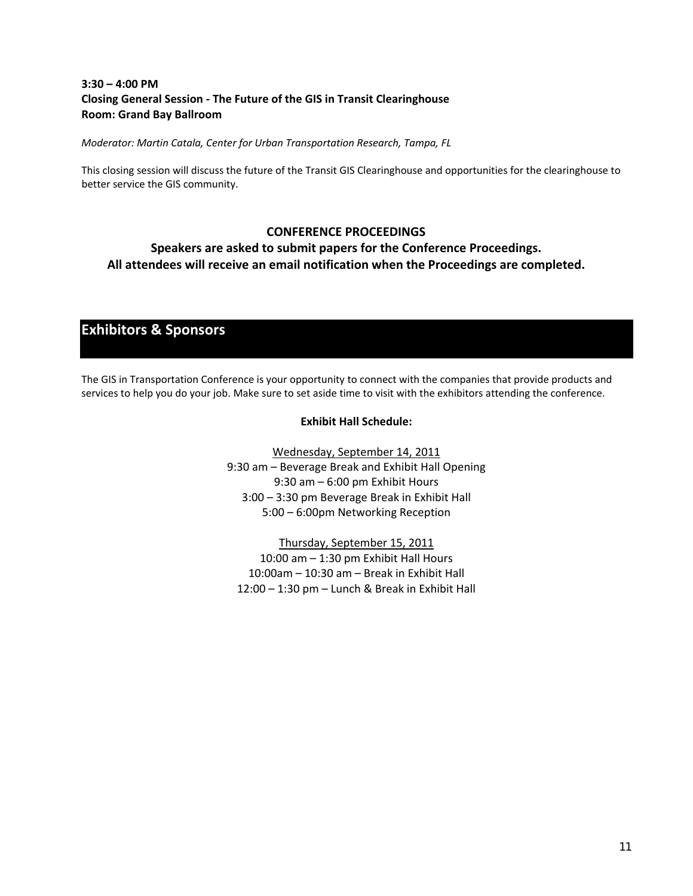**3:30 – 4:00 PM**
**Closing General Session - The Future of the GIS in Transit Clearinghouse**
**Room: Grand Bay Ballroom**

*Moderator: Martin Catala, Center for Urban Transportation Research, Tampa, FL*

This closing session will discuss the future of the Transit GIS Clearinghouse and opportunities for the clearinghouse to better service the GIS community.

**CONFERENCE PROCEEDINGS**

**Speakers are asked to submit papers for the Conference Proceedings.**
**All attendees will receive an email notification when the Proceedings are completed.**

## Exhibitors & Sponsors

The GIS in Transportation Conference is your opportunity to connect with the companies that provide products and services to help you do your job. Make sure to set aside time to visit with the exhibitors attending the conference.

**Exhibit Hall Schedule:**

<u>Wednesday, September 14, 2011</u>
9:30 am – Beverage Break and Exhibit Hall Opening
9:30 am – 6:00 pm Exhibit Hours
3:00 – 3:30 pm Beverage Break in Exhibit Hall
5:00 – 6:00pm Networking Reception

<u>Thursday, September 15, 2011</u>
10:00 am – 1:30 pm Exhibit Hall Hours
10:00am – 10:30 am – Break in Exhibit Hall
12:00 – 1:30 pm – Lunch & Break in Exhibit Hall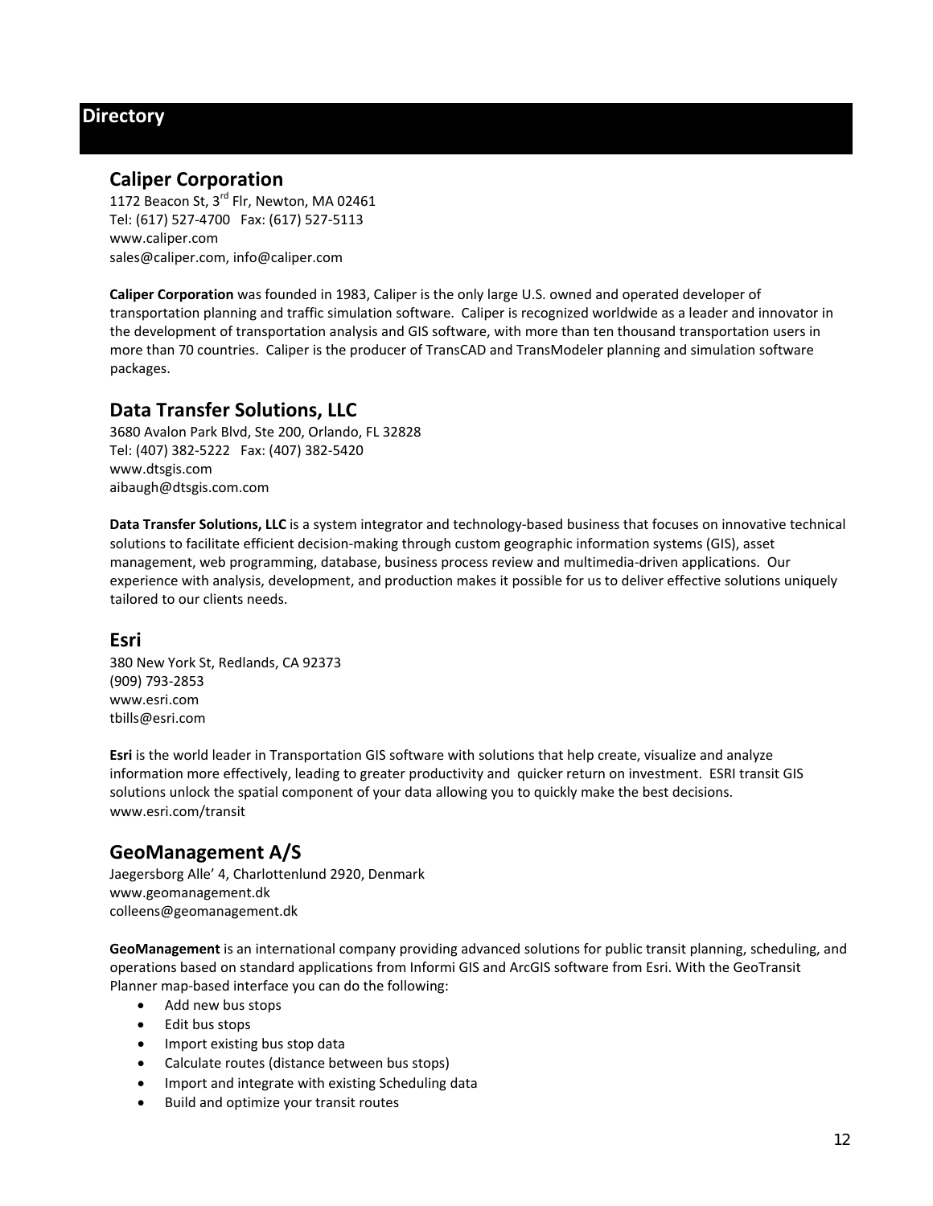# Directory

## Caliper Corporation

1172 Beacon St, 3rd Flr, Newton, MA 02461
Tel: (617) 527-4700   Fax: (617) 527-5113
www.caliper.com
sales@caliper.com, info@caliper.com

**Caliper Corporation** was founded in 1983, Caliper is the only large U.S. owned and operated developer of transportation planning and traffic simulation software. Caliper is recognized worldwide as a leader and innovator in the development of transportation analysis and GIS software, with more than ten thousand transportation users in more than 70 countries. Caliper is the producer of TransCAD and TransModeler planning and simulation software packages.

## Data Transfer Solutions, LLC

3680 Avalon Park Blvd, Ste 200, Orlando, FL 32828
Tel: (407) 382-5222   Fax: (407) 382-5420
www.dtsgis.com
aibaugh@dtsgis.com.com

**Data Transfer Solutions, LLC** is a system integrator and technology-based business that focuses on innovative technical solutions to facilitate efficient decision-making through custom geographic information systems (GIS), asset management, web programming, database, business process review and multimedia-driven applications. Our experience with analysis, development, and production makes it possible for us to deliver effective solutions uniquely tailored to our clients needs.

## Esri

380 New York St, Redlands, CA 92373
(909) 793-2853
www.esri.com
tbills@esri.com

**Esri** is the world leader in Transportation GIS software with solutions that help create, visualize and analyze information more effectively, leading to greater productivity and quicker return on investment. ESRI transit GIS solutions unlock the spatial component of your data allowing you to quickly make the best decisions. www.esri.com/transit

## GeoManagement A/S

Jaegersborg Alle' 4, Charlottenlund 2920, Denmark
www.geomanagement.dk
colleens@geomanagement.dk

**GeoManagement** is an international company providing advanced solutions for public transit planning, scheduling, and operations based on standard applications from Informi GIS and ArcGIS software from Esri. With the GeoTransit Planner map-based interface you can do the following:

- Add new bus stops
- Edit bus stops
- Import existing bus stop data
- Calculate routes (distance between bus stops)
- Import and integrate with existing Scheduling data
- Build and optimize your transit routes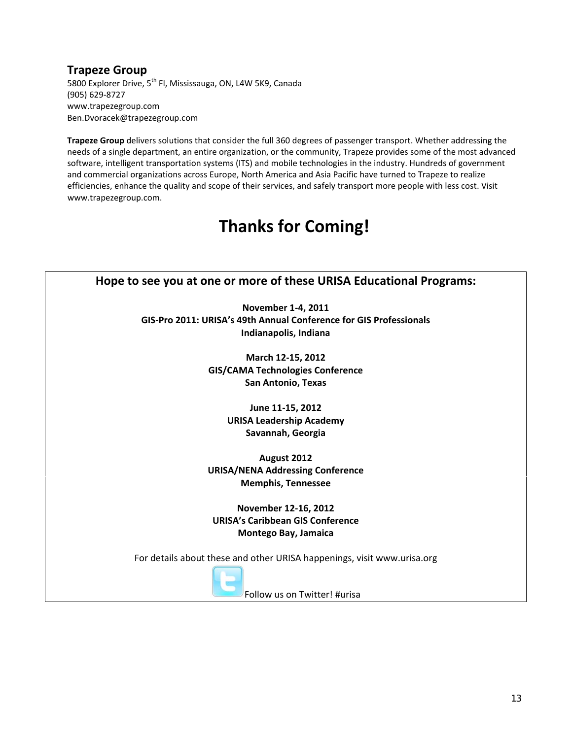### Trapeze Group

5800 Explorer Drive, 5th Fl, Mississauga, ON, L4W 5K9, Canada
(905) 629-8727
www.trapezegroup.com
Ben.Dvoracek@trapezegroup.com

**Trapeze Group** delivers solutions that consider the full 360 degrees of passenger transport. Whether addressing the needs of a single department, an entire organization, or the community, Trapeze provides some of the most advanced software, intelligent transportation systems (ITS) and mobile technologies in the industry. Hundreds of government and commercial organizations across Europe, North America and Asia Pacific have turned to Trapeze to realize efficiencies, enhance the quality and scope of their services, and safely transport more people with less cost. Visit www.trapezegroup.com.

# Thanks for Coming!

## Hope to see you at one or more of these URISA Educational Programs:

**November 1-4, 2011**
**GIS-Pro 2011: URISA's 49th Annual Conference for GIS Professionals**
**Indianapolis, Indiana**

**March 12-15, 2012**
**GIS/CAMA Technologies Conference**
**San Antonio, Texas**

**June 11-15, 2012**
**URISA Leadership Academy**
**Savannah, Georgia**

**August 2012**
**URISA/NENA Addressing Conference**
**Memphis, Tennessee**

**November 12-16, 2012**
**URISA's Caribbean GIS Conference**
**Montego Bay, Jamaica**

For details about these and other URISA happenings, visit www.urisa.org

Follow us on Twitter! #urisa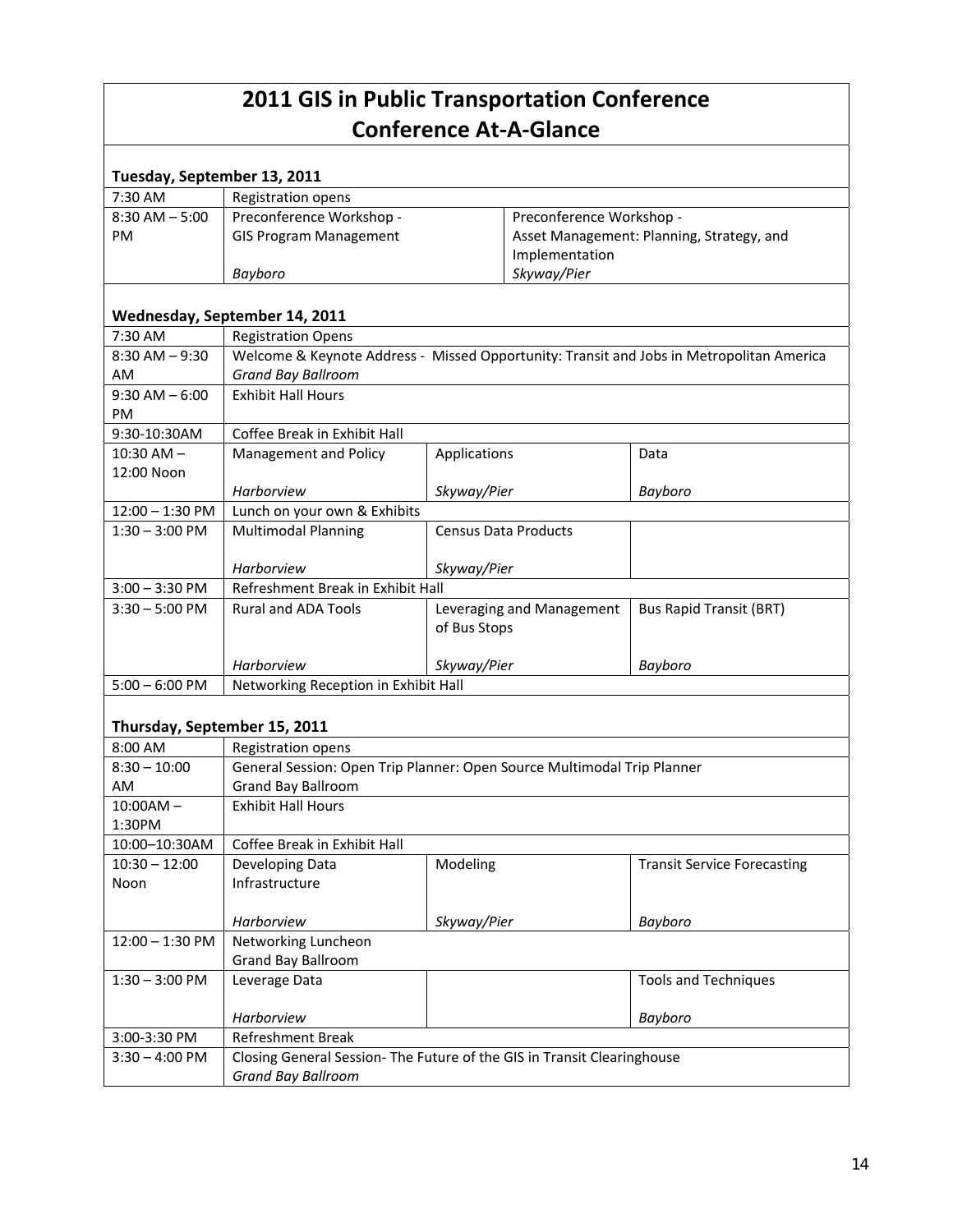# 2011 GIS in Public Transportation Conference
# Conference At-A-Glance

### Tuesday, September 13, 2011

| | | |
|---|---|---|
| 7:30 AM | Registration opens | |
| 8:30 AM – 5:00 PM | Preconference Workshop - GIS Program Management<br><br>*Bayboro* | Preconference Workshop - Asset Management: Planning, Strategy, and Implementation<br>*Skyway/Pier* |

### Wednesday, September 14, 2011

| | | | |
|---|---|---|---|
| 7:30 AM | Registration Opens | | |
| 8:30 AM – 9:30 AM | Welcome & Keynote Address - Missed Opportunity: Transit and Jobs in Metropolitan America<br>*Grand Bay Ballroom* | | |
| 9:30 AM – 6:00 PM | Exhibit Hall Hours | | |
| 9:30-10:30AM | Coffee Break in Exhibit Hall | | |
| 10:30 AM – 12:00 Noon | Management and Policy<br><br>*Harborview* | Applications<br><br>*Skyway/Pier* | Data<br><br>*Bayboro* |
| 12:00 – 1:30 PM | Lunch on your own & Exhibits | | |
| 1:30 – 3:00 PM | Multimodal Planning<br><br>*Harborview* | Census Data Products<br><br>*Skyway/Pier* | |
| 3:00 – 3:30 PM | Refreshment Break in Exhibit Hall | | |
| 3:30 – 5:00 PM | Rural and ADA Tools<br><br>*Harborview* | Leveraging and Management of Bus Stops<br><br>*Skyway/Pier* | Bus Rapid Transit (BRT)<br><br>*Bayboro* |
| 5:00 – 6:00 PM | Networking Reception in Exhibit Hall | | |

### Thursday, September 15, 2011

| | | | |
|---|---|---|---|
| 8:00 AM | Registration opens | | |
| 8:30 – 10:00 AM | General Session: Open Trip Planner: Open Source Multimodal Trip Planner<br>Grand Bay Ballroom | | |
| 10:00AM – 1:30PM | Exhibit Hall Hours | | |
| 10:00–10:30AM | Coffee Break in Exhibit Hall | | |
| 10:30 – 12:00 Noon | Developing Data Infrastructure<br><br>*Harborview* | Modeling<br><br>*Skyway/Pier* | Transit Service Forecasting<br><br>*Bayboro* |
| 12:00 – 1:30 PM | Networking Luncheon<br>Grand Bay Ballroom | | |
| 1:30 – 3:00 PM | Leverage Data<br><br>*Harborview* | | Tools and Techniques<br><br>*Bayboro* |
| 3:00-3:30 PM | Refreshment Break | | |
| 3:30 – 4:00 PM | Closing General Session- The Future of the GIS in Transit Clearinghouse<br>*Grand Bay Ballroom* | | |